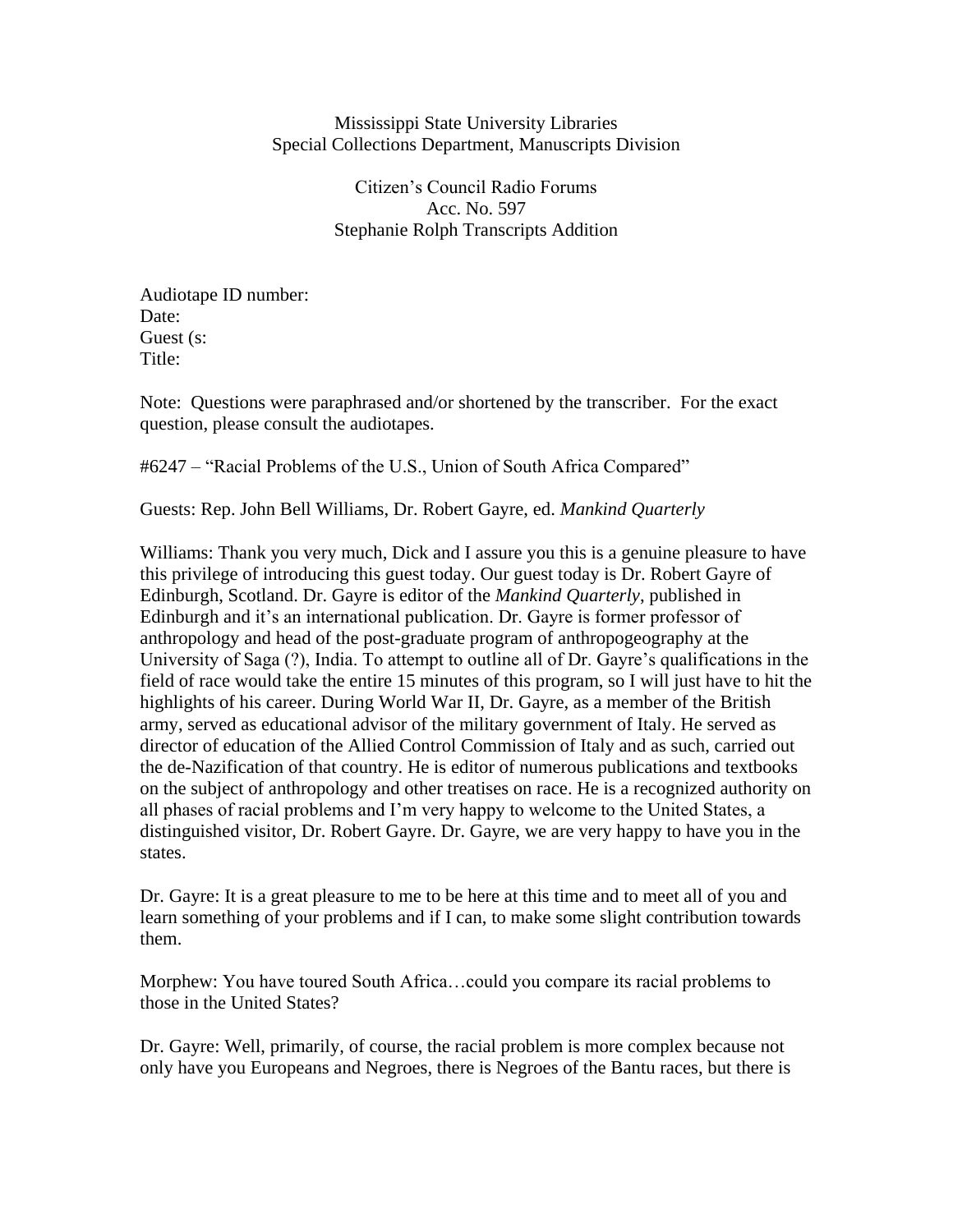Mississippi State University Libraries
Special Collections Department, Manuscripts Division

Citizen's Council Radio Forums
Acc. No. 597
Stephanie Rolph Transcripts Addition

Audiotape ID number:
Date:
Guest (s:
Title:

Note: Questions were paraphrased and/or shortened by the transcriber. For the exact question, please consult the audiotapes.

#6247 – "Racial Problems of the U.S., Union of South Africa Compared"

Guests: Rep. John Bell Williams, Dr. Robert Gayre, ed. *Mankind Quarterly*

Williams: Thank you very much, Dick and I assure you this is a genuine pleasure to have this privilege of introducing this guest today. Our guest today is Dr. Robert Gayre of Edinburgh, Scotland. Dr. Gayre is editor of the *Mankind Quarterly*, published in Edinburgh and it's an international publication. Dr. Gayre is former professor of anthropology and head of the post-graduate program of anthropogeography at the University of Saga (?), India. To attempt to outline all of Dr. Gayre's qualifications in the field of race would take the entire 15 minutes of this program, so I will just have to hit the highlights of his career. During World War II, Dr. Gayre, as a member of the British army, served as educational advisor of the military government of Italy. He served as director of education of the Allied Control Commission of Italy and as such, carried out the de-Nazification of that country. He is editor of numerous publications and textbooks on the subject of anthropology and other treatises on race. He is a recognized authority on all phases of racial problems and I'm very happy to welcome to the United States, a distinguished visitor, Dr. Robert Gayre. Dr. Gayre, we are very happy to have you in the states.

Dr. Gayre: It is a great pleasure to me to be here at this time and to meet all of you and learn something of your problems and if I can, to make some slight contribution towards them.

Morphew: You have toured South Africa…could you compare its racial problems to those in the United States?

Dr. Gayre: Well, primarily, of course, the racial problem is more complex because not only have you Europeans and Negroes, there is Negroes of the Bantu races, but there is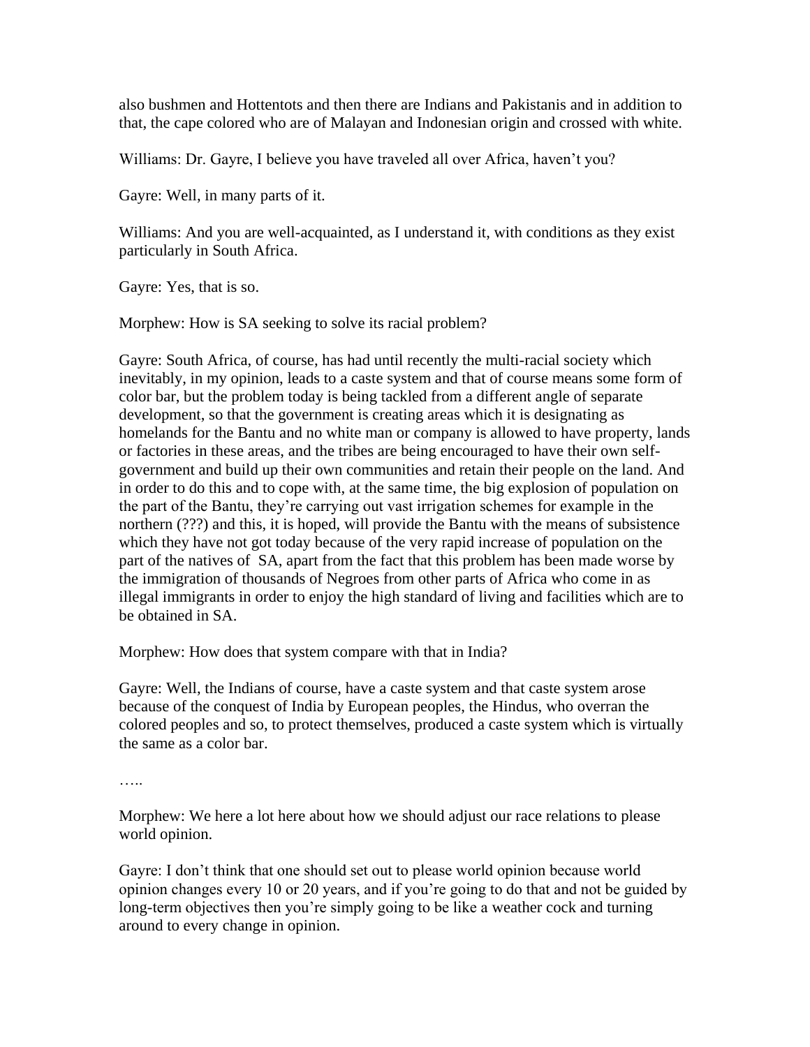also bushmen and Hottentots and then there are Indians and Pakistanis and in addition to that, the cape colored who are of Malayan and Indonesian origin and crossed with white.

Williams: Dr. Gayre, I believe you have traveled all over Africa, haven't you?

Gayre: Well, in many parts of it.

Williams: And you are well-acquainted, as I understand it, with conditions as they exist particularly in South Africa.

Gayre: Yes, that is so.

Morphew: How is SA seeking to solve its racial problem?

Gayre: South Africa, of course, has had until recently the multi-racial society which inevitably, in my opinion, leads to a caste system and that of course means some form of color bar, but the problem today is being tackled from a different angle of separate development, so that the government is creating areas which it is designating as homelands for the Bantu and no white man or company is allowed to have property, lands or factories in these areas, and the tribes are being encouraged to have their own self-government and build up their own communities and retain their people on the land. And in order to do this and to cope with, at the same time, the big explosion of population on the part of the Bantu, they're carrying out vast irrigation schemes for example in the northern (???) and this, it is hoped, will provide the Bantu with the means of subsistence which they have not got today because of the very rapid increase of population on the part of the natives of SA, apart from the fact that this problem has been made worse by the immigration of thousands of Negroes from other parts of Africa who come in as illegal immigrants in order to enjoy the high standard of living and facilities which are to be obtained in SA.

Morphew: How does that system compare with that in India?

Gayre: Well, the Indians of course, have a caste system and that caste system arose because of the conquest of India by European peoples, the Hindus, who overran the colored peoples and so, to protect themselves, produced a caste system which is virtually the same as a color bar.

…..

Morphew: We here a lot here about how we should adjust our race relations to please world opinion.

Gayre: I don't think that one should set out to please world opinion because world opinion changes every 10 or 20 years, and if you're going to do that and not be guided by long-term objectives then you're simply going to be like a weather cock and turning around to every change in opinion.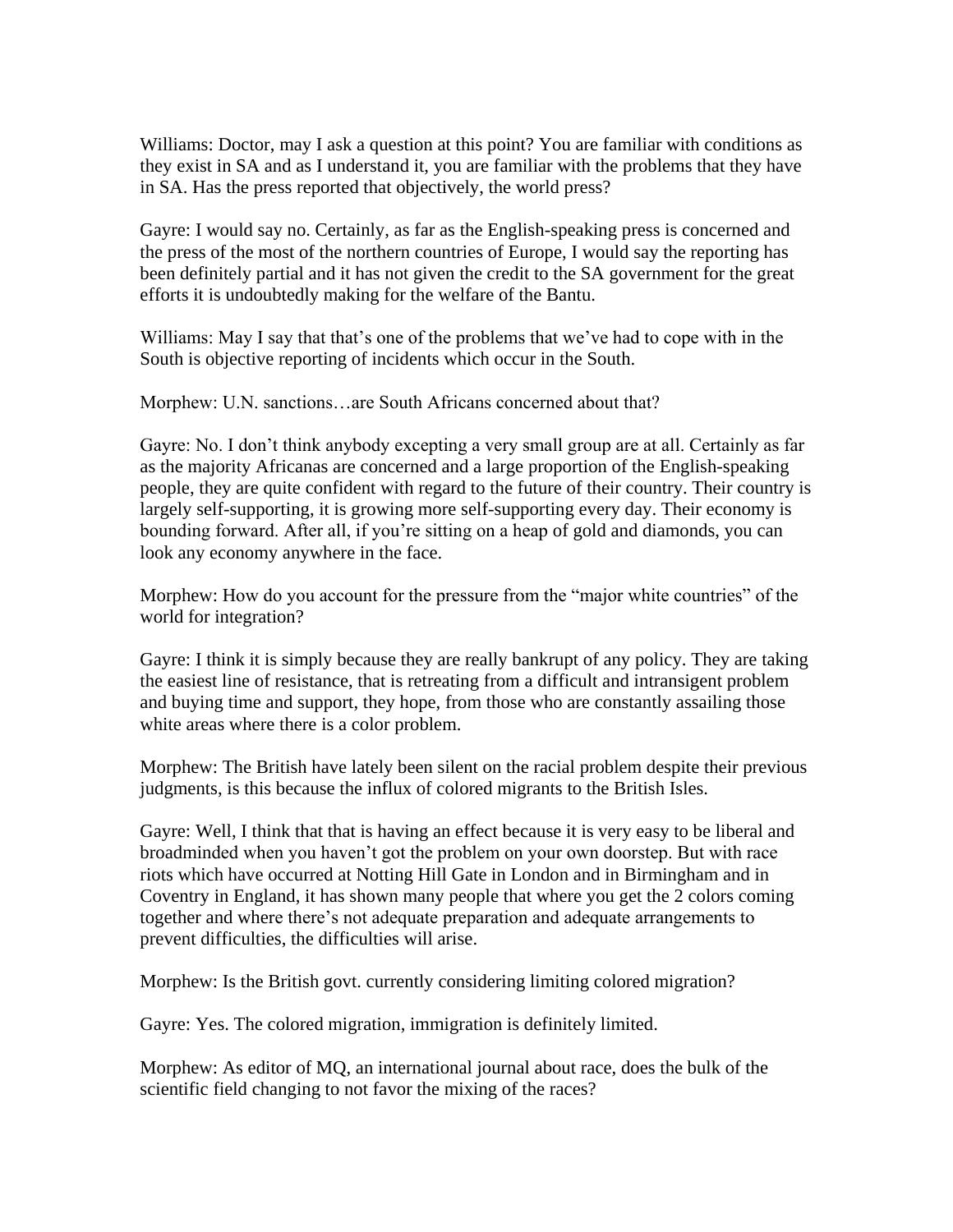Williams: Doctor, may I ask a question at this point? You are familiar with conditions as they exist in SA and as I understand it, you are familiar with the problems that they have in SA. Has the press reported that objectively, the world press?

Gayre: I would say no. Certainly, as far as the English-speaking press is concerned and the press of the most of the northern countries of Europe, I would say the reporting has been definitely partial and it has not given the credit to the SA government for the great efforts it is undoubtedly making for the welfare of the Bantu.

Williams: May I say that that's one of the problems that we've had to cope with in the South is objective reporting of incidents which occur in the South.

Morphew: U.N. sanctions…are South Africans concerned about that?

Gayre: No. I don't think anybody excepting a very small group are at all. Certainly as far as the majority Africanas are concerned and a large proportion of the English-speaking people, they are quite confident with regard to the future of their country. Their country is largely self-supporting, it is growing more self-supporting every day. Their economy is bounding forward. After all, if you're sitting on a heap of gold and diamonds, you can look any economy anywhere in the face.

Morphew: How do you account for the pressure from the "major white countries" of the world for integration?

Gayre: I think it is simply because they are really bankrupt of any policy. They are taking the easiest line of resistance, that is retreating from a difficult and intransigent problem and buying time and support, they hope, from those who are constantly assailing those white areas where there is a color problem.

Morphew: The British have lately been silent on the racial problem despite their previous judgments, is this because the influx of colored migrants to the British Isles.

Gayre: Well, I think that that is having an effect because it is very easy to be liberal and broadminded when you haven't got the problem on your own doorstep. But with race riots which have occurred at Notting Hill Gate in London and in Birmingham and in Coventry in England, it has shown many people that where you get the 2 colors coming together and where there's not adequate preparation and adequate arrangements to prevent difficulties, the difficulties will arise.

Morphew: Is the British govt. currently considering limiting colored migration?

Gayre: Yes. The colored migration, immigration is definitely limited.

Morphew: As editor of MQ, an international journal about race, does the bulk of the scientific field changing to not favor the mixing of the races?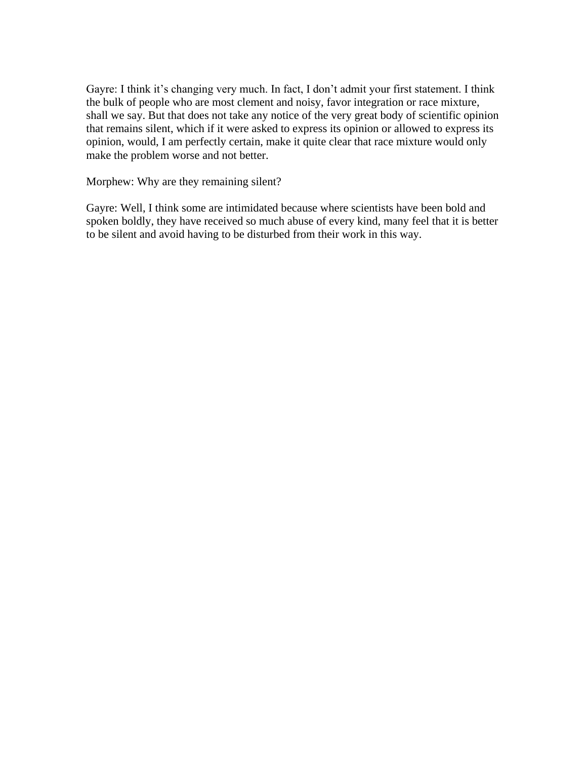Gayre: I think it's changing very much. In fact, I don't admit your first statement. I think the bulk of people who are most clement and noisy, favor integration or race mixture, shall we say. But that does not take any notice of the very great body of scientific opinion that remains silent, which if it were asked to express its opinion or allowed to express its opinion, would, I am perfectly certain, make it quite clear that race mixture would only make the problem worse and not better.

Morphew: Why are they remaining silent?

Gayre: Well, I think some are intimidated because where scientists have been bold and spoken boldly, they have received so much abuse of every kind, many feel that it is better to be silent and avoid having to be disturbed from their work in this way.